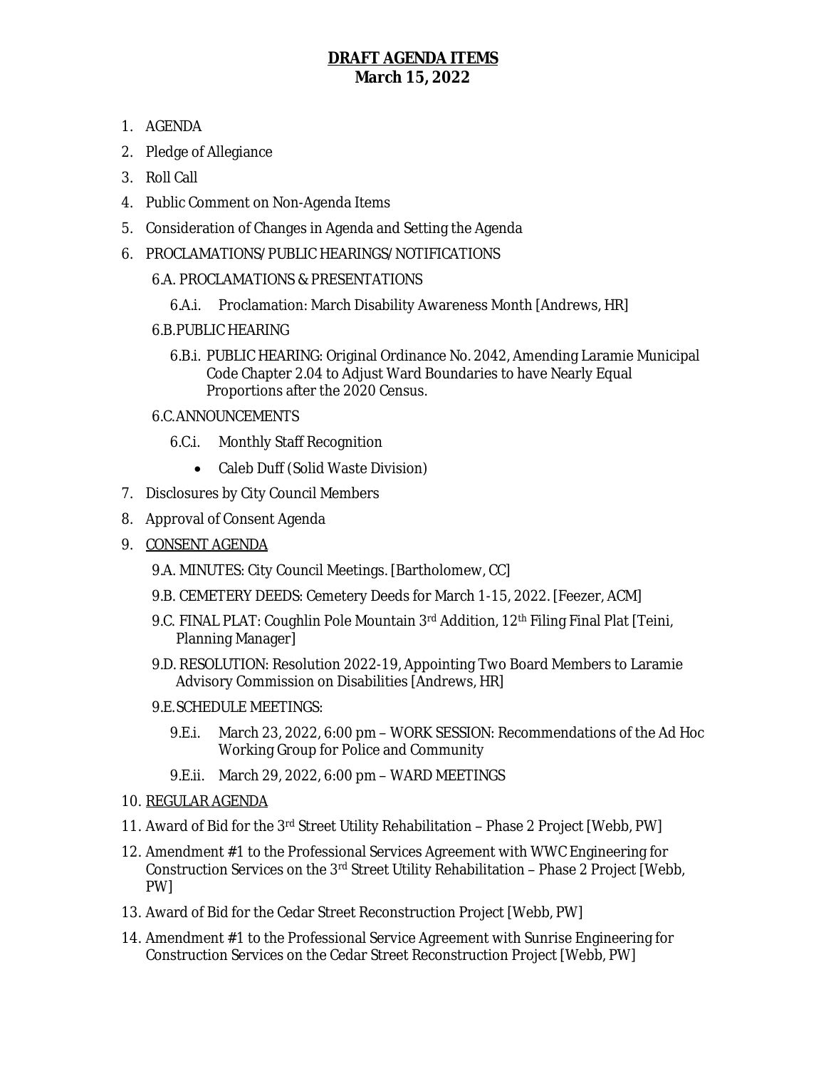# **DRAFT AGENDA ITEMS**
## **March 15, 2022**

1. AGENDA
2. Pledge of Allegiance
3. Roll Call
4. Public Comment on Non-Agenda Items
5. Consideration of Changes in Agenda and Setting the Agenda
6. PROCLAMATIONS/ PUBLIC HEARINGS/ NOTIFICATIONS
   - 6.A. PROCLAMATIONS & PRESENTATIONS
     - 6.A.i. Proclamation: March Disability Awareness Month [Andrews, HR]
   - 6.B. PUBLIC HEARING
     - 6.B.i. PUBLIC HEARING: Original Ordinance No. 2042, Amending Laramie Municipal Code Chapter 2.04 to Adjust Ward Boundaries to have Nearly Equal Proportions after the 2020 Census.
   - 6.C. ANNOUNCEMENTS
     - 6.C.i. Monthly Staff Recognition
       - Caleb Duff (Solid Waste Division)
7. Disclosures by City Council Members
8. Approval of Consent Agenda
9. <u>CONSENT AGENDA</u>
   - 9.A. MINUTES: City Council Meetings. [Bartholomew, CC]
   - 9.B. CEMETERY DEEDS: Cemetery Deeds for March 1-15, 2022. [Feezer, ACM]
   - 9.C. FINAL PLAT: Coughlin Pole Mountain 3rd Addition, 12th Filing Final Plat [Teini, Planning Manager]
   - 9.D. RESOLUTION: Resolution 2022-19, Appointing Two Board Members to Laramie Advisory Commission on Disabilities [Andrews, HR]
   - 9.E. SCHEDULE MEETINGS:
     - 9.E.i. March 23, 2022, 6:00 pm – WORK SESSION: Recommendations of the Ad Hoc Working Group for Police and Community
     - 9.E.ii. March 29, 2022, 6:00 pm – WARD MEETINGS
10. <u>REGULAR AGENDA</u>
11. Award of Bid for the 3rd Street Utility Rehabilitation – Phase 2 Project [Webb, PW]
12. Amendment #1 to the Professional Services Agreement with WWC Engineering for Construction Services on the 3rd Street Utility Rehabilitation – Phase 2 Project [Webb, PW]
13. Award of Bid for the Cedar Street Reconstruction Project [Webb, PW]
14. Amendment #1 to the Professional Service Agreement with Sunrise Engineering for Construction Services on the Cedar Street Reconstruction Project [Webb, PW]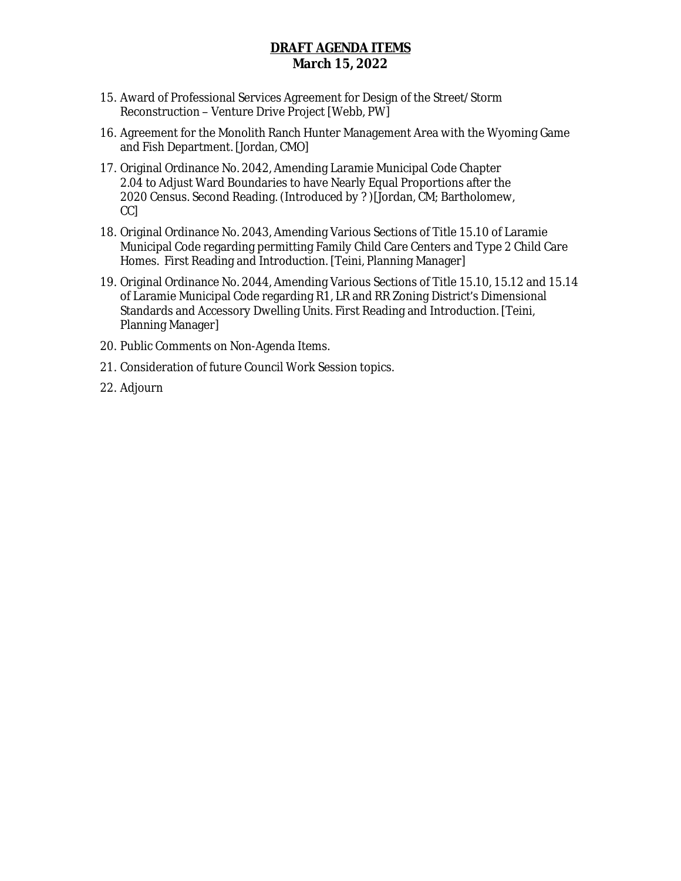**<u>DRAFT AGENDA ITEMS</u>**
**March 15, 2022**

15. Award of Professional Services Agreement for Design of the Street/Storm Reconstruction – Venture Drive Project [Webb, PW]
16. Agreement for the Monolith Ranch Hunter Management Area with the Wyoming Game and Fish Department. [Jordan, CMO]
17. Original Ordinance No. 2042, Amending Laramie Municipal Code Chapter 2.04 to Adjust Ward Boundaries to have Nearly Equal Proportions after the 2020 Census. Second Reading. (Introduced by ? )[Jordan, CM; Bartholomew, CC]
18. Original Ordinance No. 2043, Amending Various Sections of Title 15.10 of Laramie Municipal Code regarding permitting Family Child Care Centers and Type 2 Child Care Homes. First Reading and Introduction. [Teini, Planning Manager]
19. Original Ordinance No. 2044, Amending Various Sections of Title 15.10, 15.12 and 15.14 of Laramie Municipal Code regarding R1, LR and RR Zoning District's Dimensional Standards and Accessory Dwelling Units. First Reading and Introduction. [Teini, Planning Manager]
20. Public Comments on Non-Agenda Items.
21. Consideration of future Council Work Session topics.
22. Adjourn